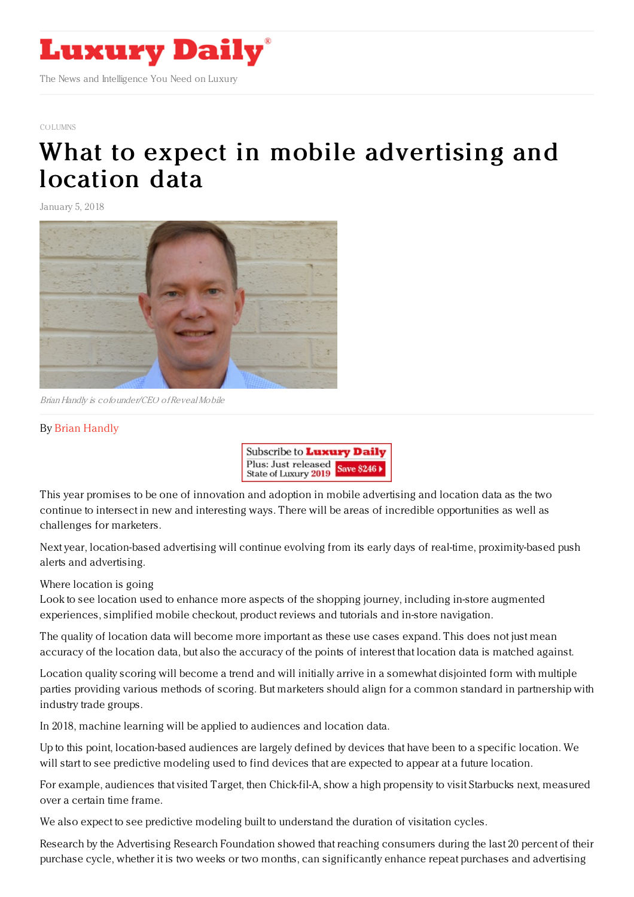# Luxury Daily

The News and Intelligence You Need on Luxury

COLUMNS

# What to expect in mobile advertising and location data

January 5, 2018

*Brian Handly is cofounder/CEO of Reveal Mobile*

By Brian Handly

This year promises to be one of innovation and adoption in mobile advertising and location data as the two continue to intersect in new and interesting ways. There will be areas of incredible opportunities as well as challenges for marketers.

Next year, location-based advertising will continue evolving from its early days of real-time, proximity-based push alerts and advertising.

Where location is going

Look to see location used to enhance more aspects of the shopping journey, including in-store augmented experiences, simplified mobile checkout, product reviews and tutorials and in-store navigation.

The quality of location data will become more important as these use cases expand. This does not just mean accuracy of the location data, but also the accuracy of the points of interest that location data is matched against.

Location quality scoring will become a trend and will initially arrive in a somewhat disjointed form with multiple parties providing various methods of scoring. But marketers should align for a common standard in partnership with industry trade groups.

In 2018, machine learning will be applied to audiences and location data.

Up to this point, location-based audiences are largely defined by devices that have been to a specific location. We will start to see predictive modeling used to find devices that are expected to appear at a future location.

For example, audiences that visited Target, then Chick-fil-A, show a high propensity to visit Starbucks next, measured over a certain time frame.

We also expect to see predictive modeling built to understand the duration of visitation cycles.

Research by the Advertising Research Foundation showed that reaching consumers during the last 20 percent of their purchase cycle, whether it is two weeks or two months, can significantly enhance repeat purchases and advertising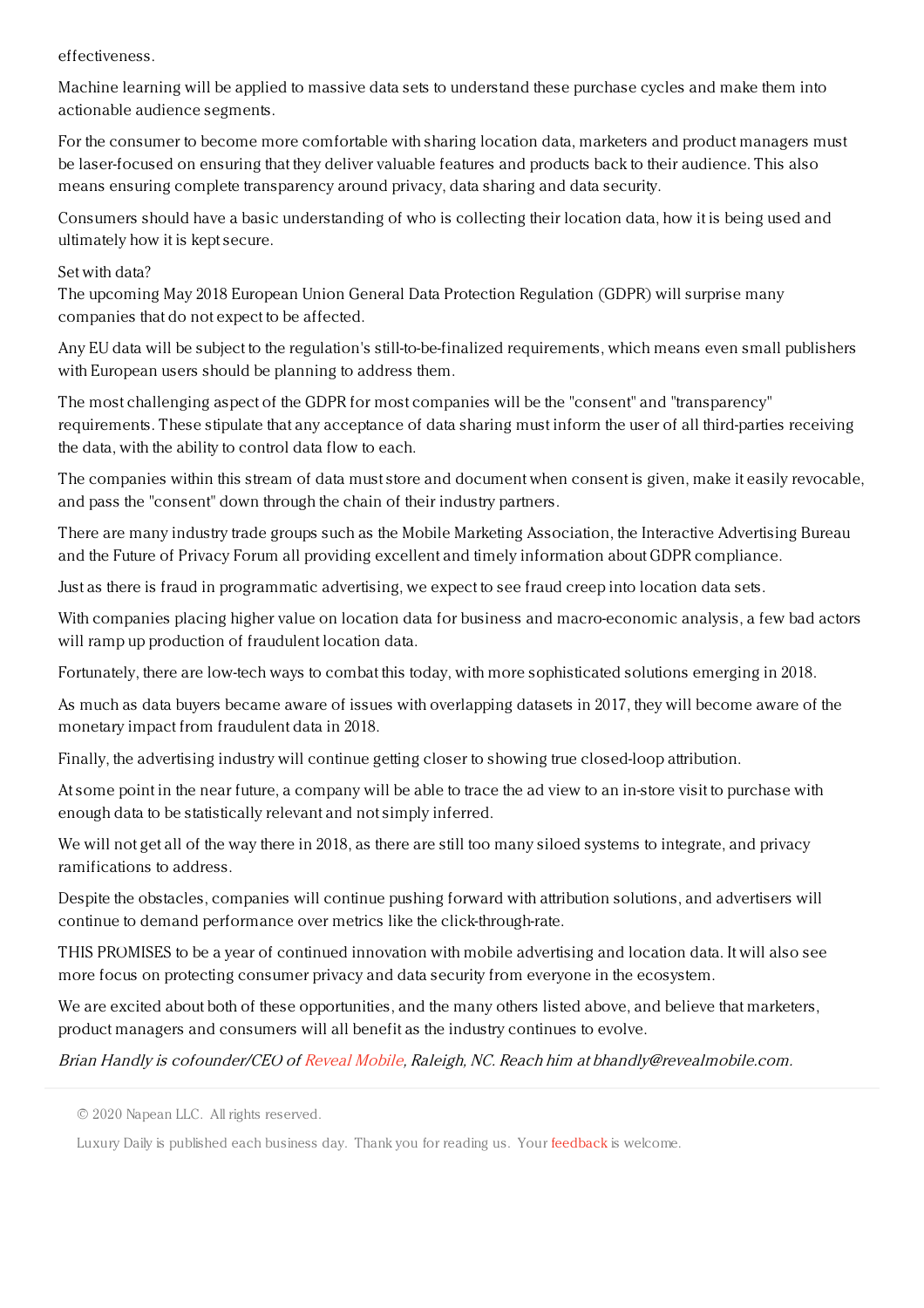effectiveness.

Machine learning will be applied to massive data sets to understand these purchase cycles and make them into actionable audience segments.

For the consumer to become more comfortable with sharing location data, marketers and product managers must be laser-focused on ensuring that they deliver valuable features and products back to their audience. This also means ensuring complete transparency around privacy, data sharing and data security.

Consumers should have a basic understanding of who is collecting their location data, how it is being used and ultimately how it is kept secure.

Set with data?

The upcoming May 2018 European Union General Data Protection Regulation (GDPR) will surprise many companies that do not expect to be affected.

Any EU data will be subject to the regulation's still-to-be-finalized requirements, which means even small publishers with European users should be planning to address them.

The most challenging aspect of the GDPR for most companies will be the "consent" and "transparency" requirements. These stipulate that any acceptance of data sharing must inform the user of all third-parties receiving the data, with the ability to control data flow to each.

The companies within this stream of data must store and document when consent is given, make it easily revocable, and pass the "consent" down through the chain of their industry partners.

There are many industry trade groups such as the Mobile Marketing Association, the Interactive Advertising Bureau and the Future of Privacy Forum all providing excellent and timely information about GDPR compliance.

Just as there is fraud in programmatic advertising, we expect to see fraud creep into location data sets.

With companies placing higher value on location data for business and macro-economic analysis, a few bad actors will ramp up production of fraudulent location data.

Fortunately, there are low-tech ways to combat this today, with more sophisticated solutions emerging in 2018.

As much as data buyers became aware of issues with overlapping datasets in 2017, they will become aware of the monetary impact from fraudulent data in 2018.

Finally, the advertising industry will continue getting closer to showing true closed-loop attribution.

At some point in the near future, a company will be able to trace the ad view to an in-store visit to purchase with enough data to be statistically relevant and not simply inferred.

We will not get all of the way there in 2018, as there are still too many siloed systems to integrate, and privacy ramifications to address.

Despite the obstacles, companies will continue pushing forward with attribution solutions, and advertisers will continue to demand performance over metrics like the click-through-rate.

THIS PROMISES to be a year of continued innovation with mobile advertising and location data. It will also see more focus on protecting consumer privacy and data security from everyone in the ecosystem.

We are excited about both of these opportunities, and the many others listed above, and believe that marketers, product managers and consumers will all benefit as the industry continues to evolve.

*Brian Handly is cofounder/CEO of Reveal Mobile, Raleigh, NC. Reach him at bhandly@revealmobile.com.*

© 2020 Napean LLC. All rights reserved.

Luxury Daily is published each business day. Thank you for reading us. Your feedback is welcome.